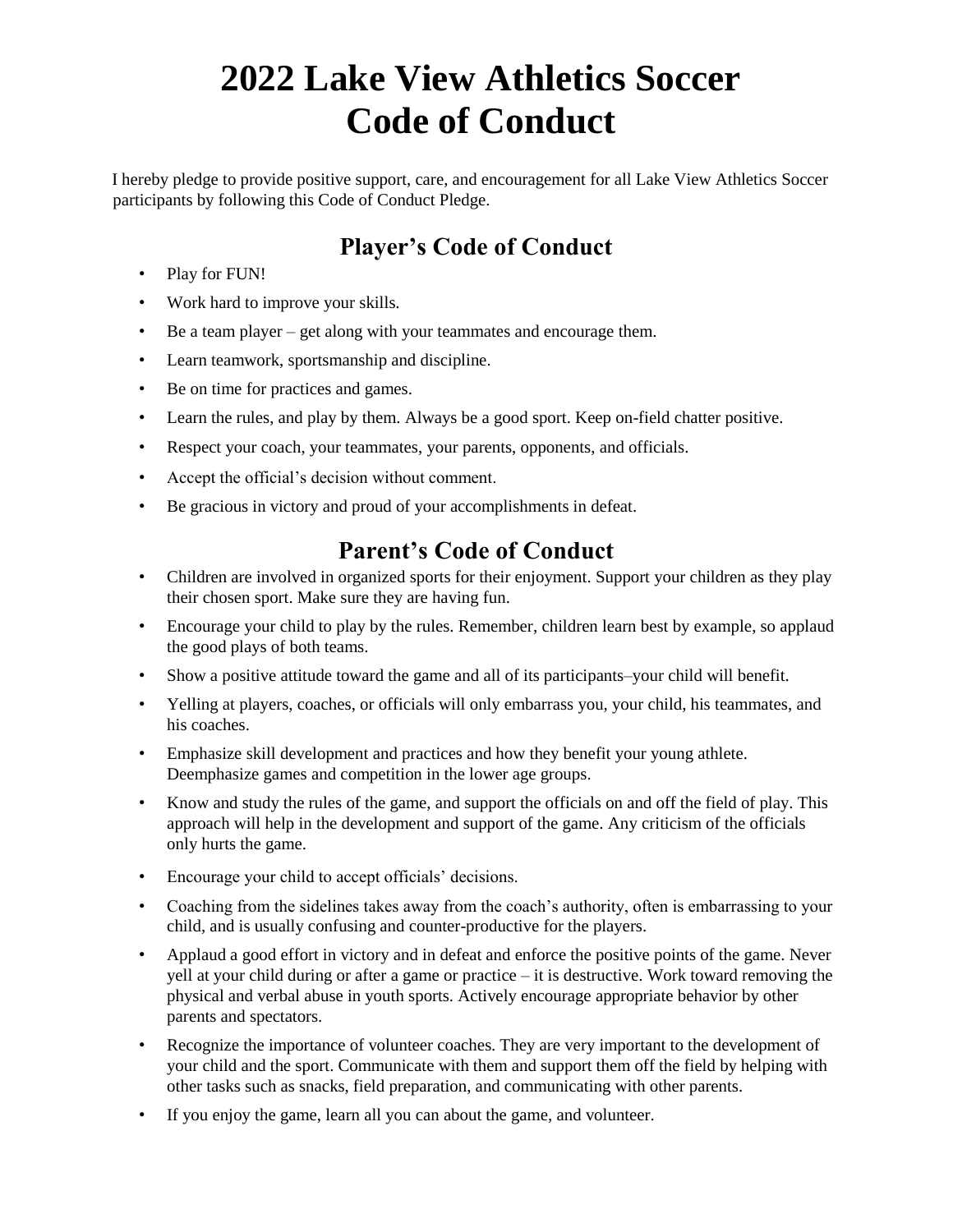# 2022 Lake View Athletics Soccer Code of Conduct

I hereby pledge to provide positive support, care, and encouragement for all Lake View Athletics Soccer participants by following this Code of Conduct Pledge.

## Player's Code of Conduct

- Play for FUN!
- Work hard to improve your skills.
- Be a team player – get along with your teammates and encourage them.
- Learn teamwork, sportsmanship and discipline.
- Be on time for practices and games.
- Learn the rules, and play by them. Always be a good sport. Keep on-field chatter positive.
- Respect your coach, your teammates, your parents, opponents, and officials.
- Accept the official's decision without comment.
- Be gracious in victory and proud of your accomplishments in defeat.

## Parent's Code of Conduct

- Children are involved in organized sports for their enjoyment. Support your children as they play their chosen sport. Make sure they are having fun.
- Encourage your child to play by the rules. Remember, children learn best by example, so applaud the good plays of both teams.
- Show a positive attitude toward the game and all of its participants–your child will benefit.
- Yelling at players, coaches, or officials will only embarrass you, your child, his teammates, and his coaches.
- Emphasize skill development and practices and how they benefit your young athlete. Deemphasize games and competition in the lower age groups.
- Know and study the rules of the game, and support the officials on and off the field of play. This approach will help in the development and support of the game. Any criticism of the officials only hurts the game.
- Encourage your child to accept officials' decisions.
- Coaching from the sidelines takes away from the coach's authority, often is embarrassing to your child, and is usually confusing and counter-productive for the players.
- Applaud a good effort in victory and in defeat and enforce the positive points of the game. Never yell at your child during or after a game or practice – it is destructive. Work toward removing the physical and verbal abuse in youth sports. Actively encourage appropriate behavior by other parents and spectators.
- Recognize the importance of volunteer coaches. They are very important to the development of your child and the sport. Communicate with them and support them off the field by helping with other tasks such as snacks, field preparation, and communicating with other parents.
- If you enjoy the game, learn all you can about the game, and volunteer.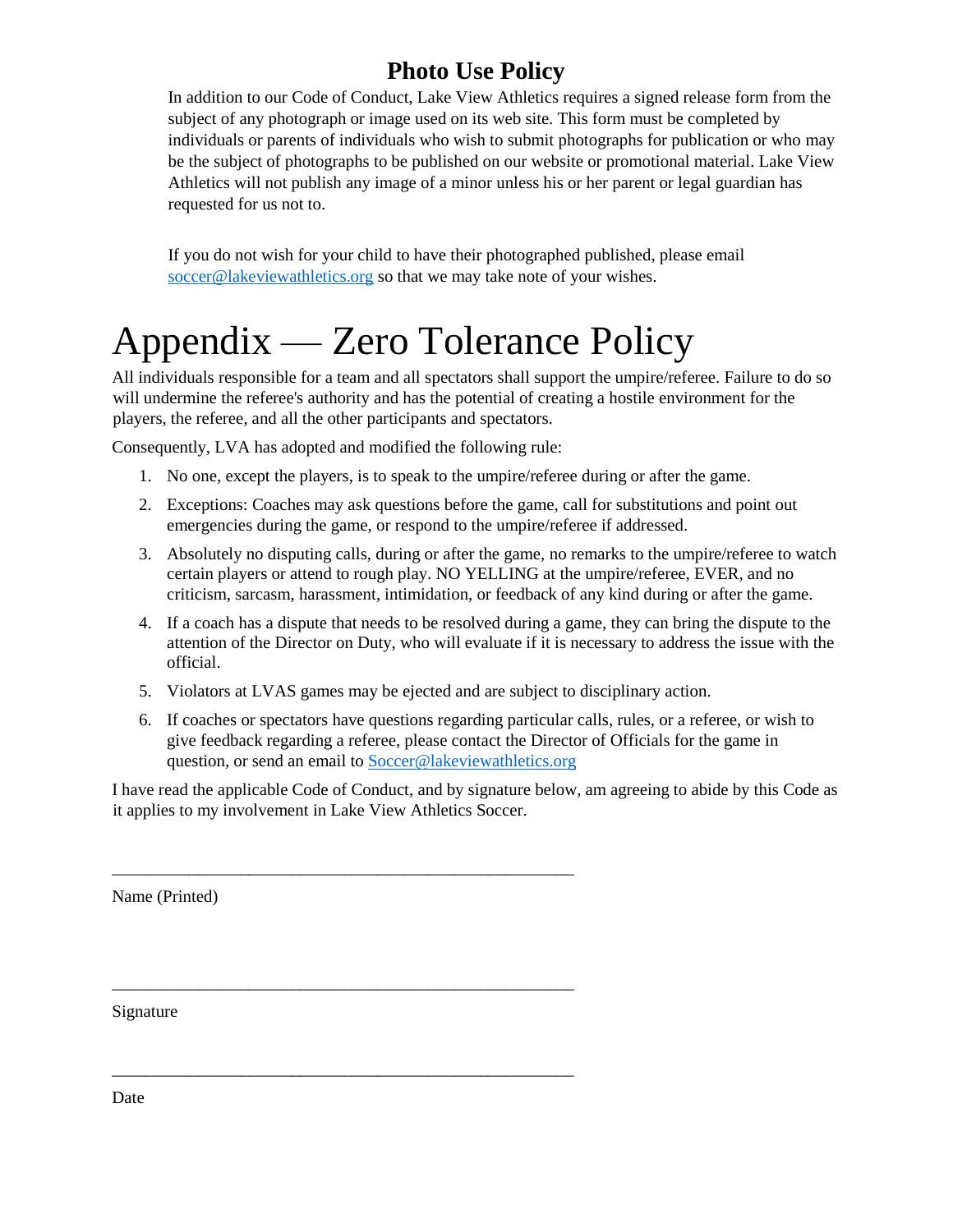## Photo Use Policy

In addition to our Code of Conduct, Lake View Athletics requires a signed release form from the subject of any photograph or image used on its web site. This form must be completed by individuals or parents of individuals who wish to submit photographs for publication or who may be the subject of photographs to be published on our website or promotional material. Lake View Athletics will not publish any image of a minor unless his or her parent or legal guardian has requested for us not to.

If you do not wish for your child to have their photographed published, please email soccer@lakeviewathletics.org so that we may take note of your wishes.

# Appendix — Zero Tolerance Policy

All individuals responsible for a team and all spectators shall support the umpire/referee. Failure to do so will undermine the referee's authority and has the potential of creating a hostile environment for the players, the referee, and all the other participants and spectators.

Consequently, LVA has adopted and modified the following rule:

1. No one, except the players, is to speak to the umpire/referee during or after the game.
2. Exceptions: Coaches may ask questions before the game, call for substitutions and point out emergencies during the game, or respond to the umpire/referee if addressed.
3. Absolutely no disputing calls, during or after the game, no remarks to the umpire/referee to watch certain players or attend to rough play. NO YELLING at the umpire/referee, EVER, and no criticism, sarcasm, harassment, intimidation, or feedback of any kind during or after the game.
4. If a coach has a dispute that needs to be resolved during a game, they can bring the dispute to the attention of the Director on Duty, who will evaluate if it is necessary to address the issue with the official.
5. Violators at LVAS games may be ejected and are subject to disciplinary action.
6. If coaches or spectators have questions regarding particular calls, rules, or a referee, or wish to give feedback regarding a referee, please contact the Director of Officials for the game in question, or send an email to Soccer@lakeviewathletics.org

I have read the applicable Code of Conduct, and by signature below, am agreeing to abide by this Code as it applies to my involvement in Lake View Athletics Soccer.

\_\_\_\_\_\_\_\_\_\_\_\_\_\_\_\_\_\_\_\_\_\_\_\_\_\_\_\_\_\_\_\_\_\_\_\_\_\_\_\_\_\_\_\_\_\_\_\_\_\_\_\_\_\_

Name (Printed)

\_\_\_\_\_\_\_\_\_\_\_\_\_\_\_\_\_\_\_\_\_\_\_\_\_\_\_\_\_\_\_\_\_\_\_\_\_\_\_\_\_\_\_\_\_\_\_\_\_\_\_\_\_\_

Signature

\_\_\_\_\_\_\_\_\_\_\_\_\_\_\_\_\_\_\_\_\_\_\_\_\_\_\_\_\_\_\_\_\_\_\_\_\_\_\_\_\_\_\_\_\_\_\_\_\_\_\_\_\_\_

Date